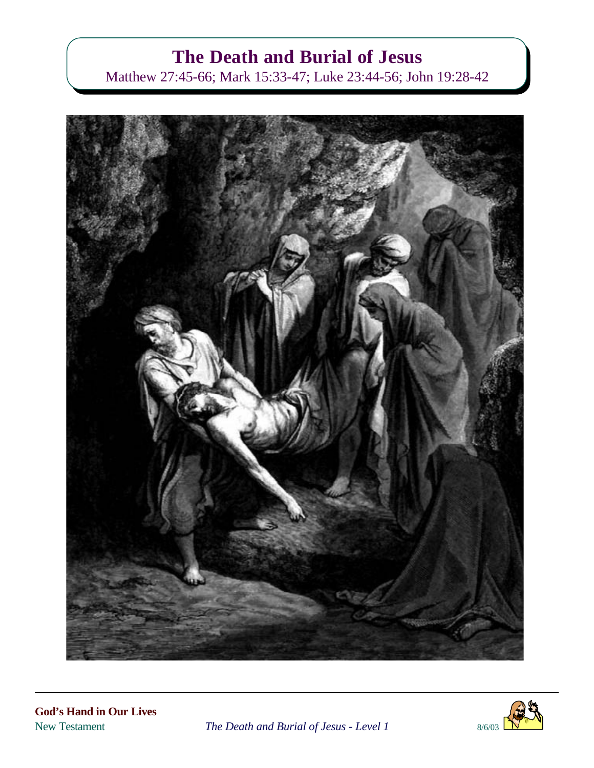# The Death and Burial of Jesus

Matthew 27:45-66; Mark 15:33-47; Luke 23:44-56; John 19:28-42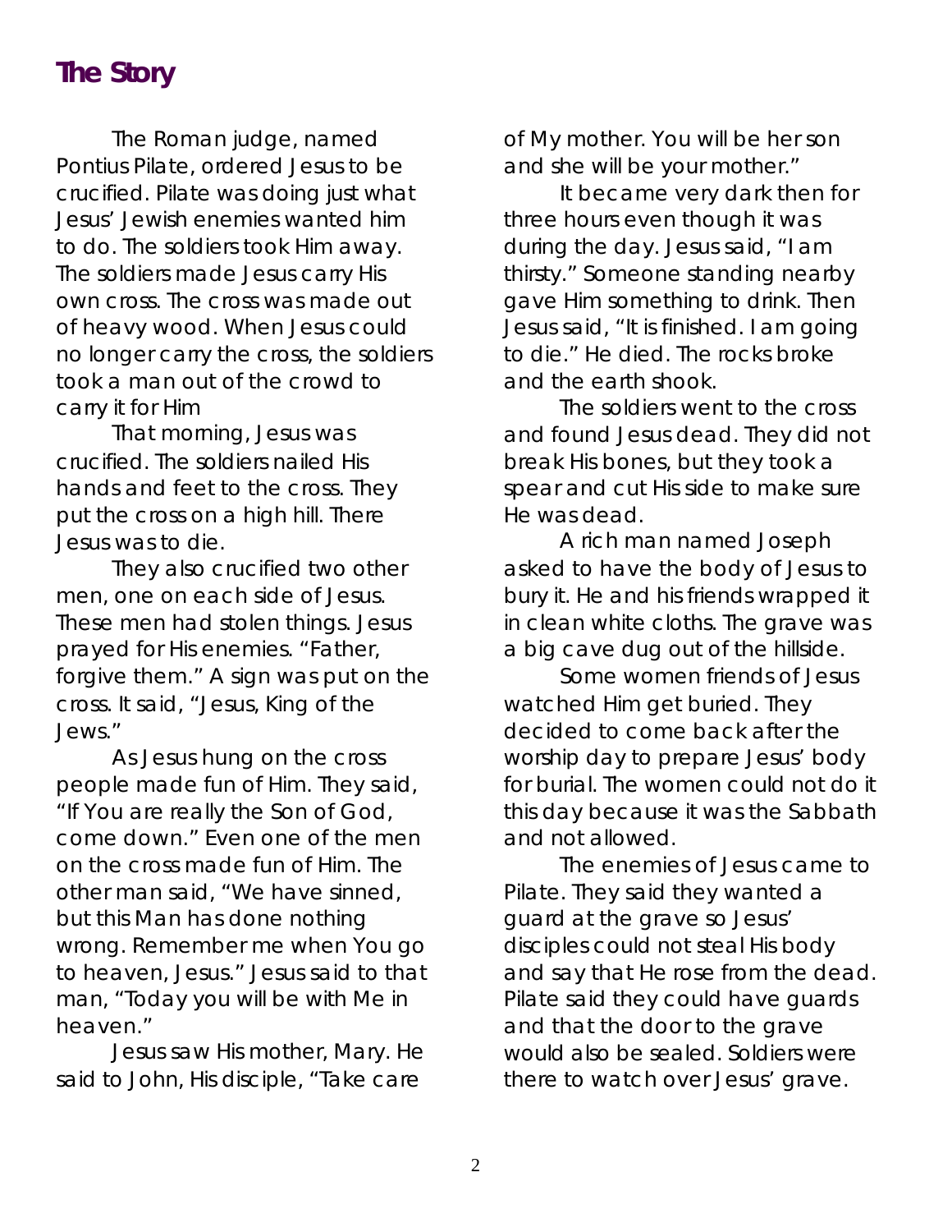## The Story

The Roman judge, named Pontius Pilate, ordered Jesus to be crucified. Pilate was doing just what Jesus' Jewish enemies wanted him to do. The soldiers took Him away. The soldiers made Jesus carry His own cross. The cross was made out of heavy wood. When Jesus could no longer carry the cross, the soldiers took a man out of the crowd to carry it for Him

That morning, Jesus was crucified. The soldiers nailed His hands and feet to the cross. They put the cross on a high hill. There Jesus was to die.

They also crucified two other men, one on each side of Jesus. These men had stolen things. Jesus prayed for His enemies. "Father, forgive them." A sign was put on the cross. It said, "Jesus, King of the Jews."

As Jesus hung on the cross people made fun of Him. They said, "If You are really the Son of God, come down." Even one of the men on the cross made fun of Him. The other man said, "We have sinned, but this Man has done nothing wrong. Remember me when You go to heaven, Jesus." Jesus said to that man, "Today you will be with Me in heaven."

Jesus saw His mother, Mary. He said to John, His disciple, "Take care of My mother. You will be her son and she will be your mother."

It became very dark then for three hours even though it was during the day. Jesus said, "I am thirsty." Someone standing nearby gave Him something to drink. Then Jesus said, "It is finished. I am going to die." He died. The rocks broke and the earth shook.

The soldiers went to the cross and found Jesus dead. They did not break His bones, but they took a spear and cut His side to make sure He was dead.

A rich man named Joseph asked to have the body of Jesus to bury it. He and his friends wrapped it in clean white cloths. The grave was a big cave dug out of the hillside.

Some women friends of Jesus watched Him get buried. They decided to come back after the worship day to prepare Jesus' body for burial. The women could not do it this day because it was the Sabbath and not allowed.

The enemies of Jesus came to Pilate. They said they wanted a guard at the grave so Jesus' disciples could not steal His body and say that He rose from the dead. Pilate said they could have guards and that the door to the grave would also be sealed. Soldiers were there to watch over Jesus' grave.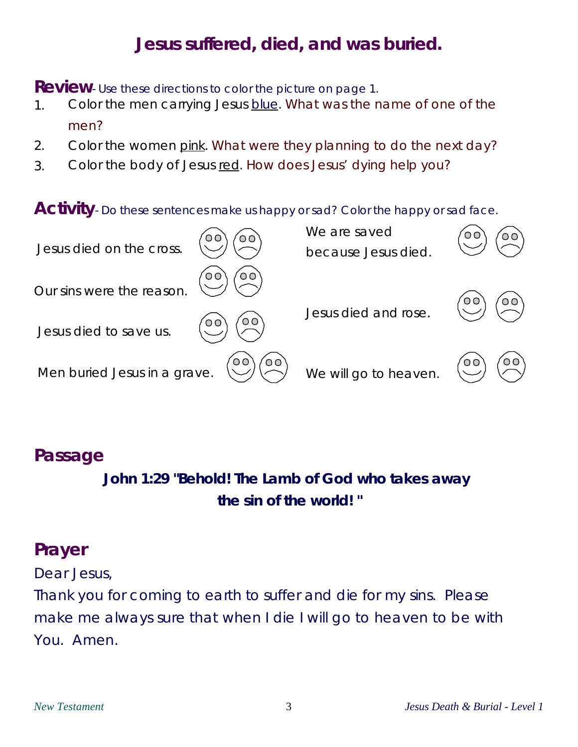# Jesus suffered, died, and was buried.

**Review**- Use these directions to color the picture on page 1.

1. Color the men carrying Jesus blue. What was the name of one of the men?
2. Color the women pink. What were they planning to do the next day?
3. Color the body of Jesus red. How does Jesus' dying help you?

**Activity**- Do these sentences make us happy or sad? Color the happy or sad face.

Jesus died on the cross.

Our sins were the reason.

Jesus died to save us.

Men buried Jesus in a grave.

We are saved because Jesus died.

Jesus died and rose.

We will go to heaven.

## Passage

**John 1:29 "Behold! The Lamb of God who takes away the sin of the world! "**

## Prayer

Dear Jesus,

Thank you for coming to earth to suffer and die for my sins. Please make me always sure that when I die I will go to heaven to be with You. Amen.